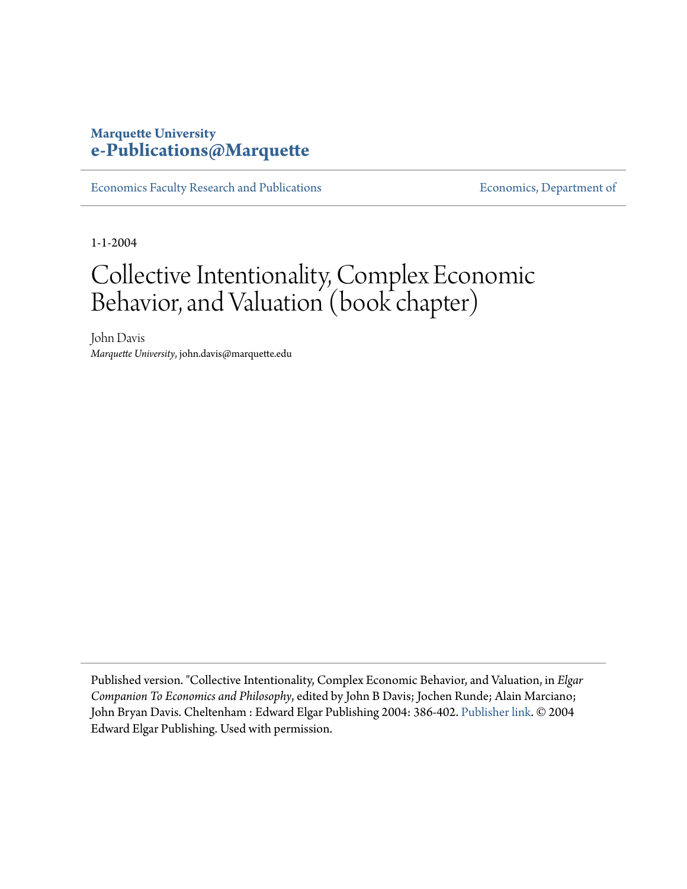**Marquette University**
**e-Publications@Marquette**

Economics Faculty Research and Publications | Economics, Department of

1-1-2004

# Collective Intentionality, Complex Economic Behavior, and Valuation (book chapter)

John Davis
*Marquette University*, john.davis@marquette.edu

Published version. "Collective Intentionality, Complex Economic Behavior, and Valuation, in *Elgar Companion To Economics and Philosophy*, edited by John B Davis; Jochen Runde; Alain Marciano; John Bryan Davis. Cheltenham : Edward Elgar Publishing 2004: 386-402. Publisher link. © 2004 Edward Elgar Publishing. Used with permission.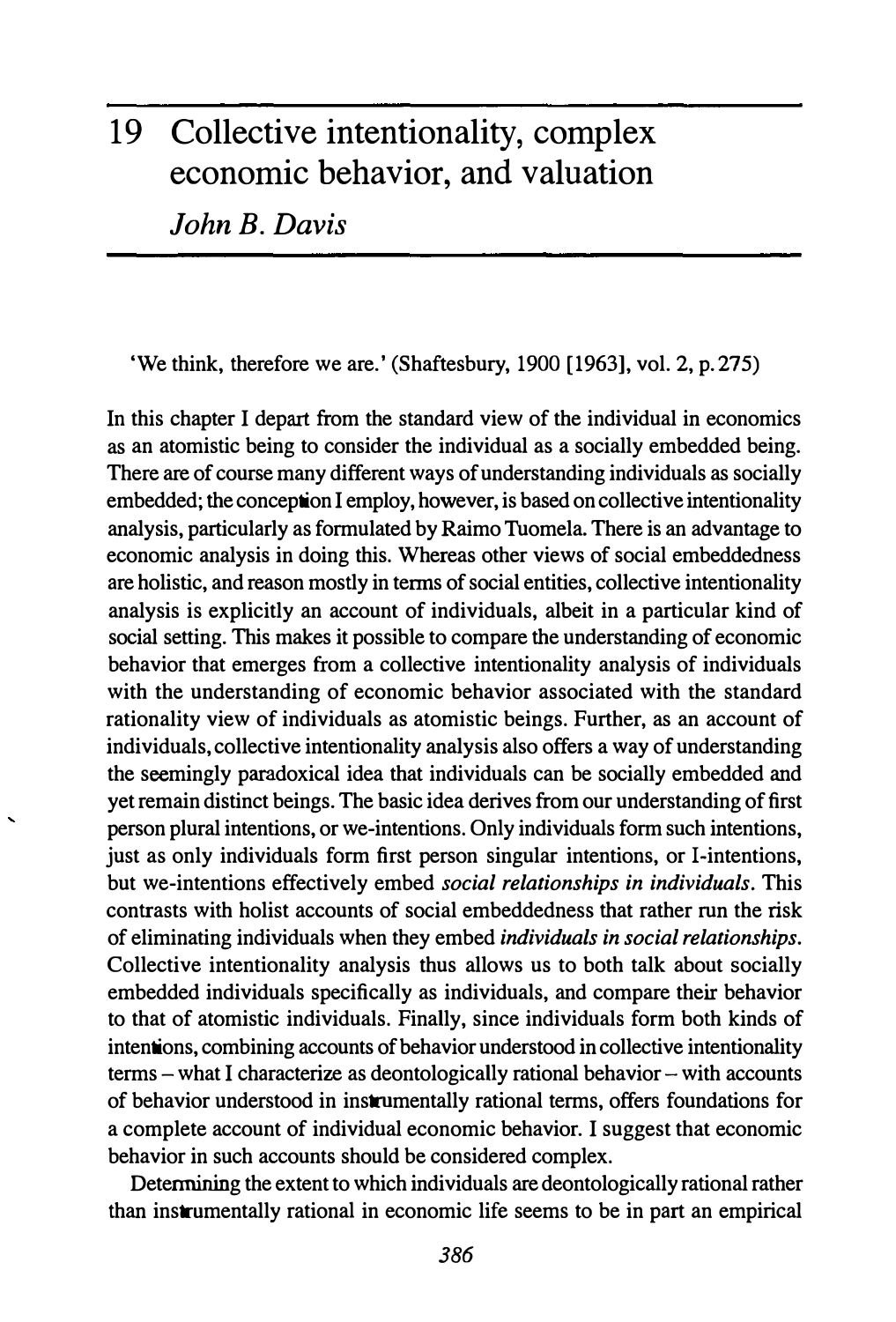# 19 Collective intentionality, complex economic behavior, and valuation

*John B. Davis*

'We think, therefore we are.' (Shaftesbury, 1900 [1963], vol. 2, p. 275)

In this chapter I depart from the standard view of the individual in economics as an atomistic being to consider the individual as a socially embedded being. There are of course many different ways of understanding individuals as socially embedded; the conception I employ, however, is based on collective intentionality analysis, particularly as formulated by Raimo Tuomela. There is an advantage to economic analysis in doing this. Whereas other views of social embeddedness are holistic, and reason mostly in terms of social entities, collective intentionality analysis is explicitly an account of individuals, albeit in a particular kind of social setting. This makes it possible to compare the understanding of economic behavior that emerges from a collective intentionality analysis of individuals with the understanding of economic behavior associated with the standard rationality view of individuals as atomistic beings. Further, as an account of individuals, collective intentionality analysis also offers a way of understanding the seemingly paradoxical idea that individuals can be socially embedded and yet remain distinct beings. The basic idea derives from our understanding of first person plural intentions, or we-intentions. Only individuals form such intentions, just as only individuals form first person singular intentions, or I-intentions, but we-intentions effectively embed *social relationships in individuals*. This contrasts with holist accounts of social embeddedness that rather run the risk of eliminating individuals when they embed *individuals in social relationships*. Collective intentionality analysis thus allows us to both talk about socially embedded individuals specifically as individuals, and compare their behavior to that of atomistic individuals. Finally, since individuals form both kinds of intentions, combining accounts of behavior understood in collective intentionality terms – what I characterize as deontologically rational behavior – with accounts of behavior understood in instrumentally rational terms, offers foundations for a complete account of individual economic behavior. I suggest that economic behavior in such accounts should be considered complex.

Determining the extent to which individuals are deontologically rational rather than instrumentally rational in economic life seems to be in part an empirical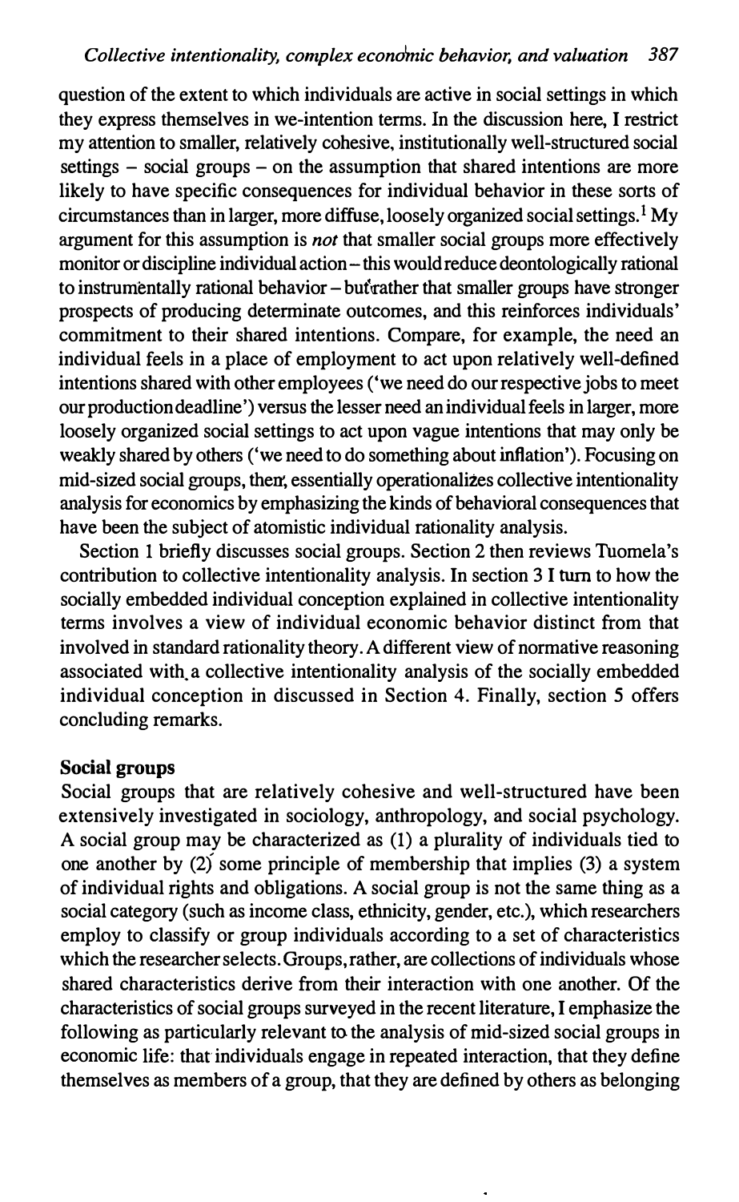question of the extent to which individuals are active in social settings in which they express themselves in we-intention terms. In the discussion here, I restrict my attention to smaller, relatively cohesive, institutionally well-structured social settings – social groups – on the assumption that shared intentions are more likely to have specific consequences for individual behavior in these sorts of circumstances than in larger, more diffuse, loosely organized social settings.[1] My argument for this assumption is *not* that smaller social groups more effectively monitor or discipline individual action – this would reduce deontologically rational to instrumentally rational behavior – but rather that smaller groups have stronger prospects of producing determinate outcomes, and this reinforces individuals' commitment to their shared intentions. Compare, for example, the need an individual feels in a place of employment to act upon relatively well-defined intentions shared with other employees ('we need do our respective jobs to meet our production deadline') versus the lesser need an individual feels in larger, more loosely organized social settings to act upon vague intentions that may only be weakly shared by others ('we need to do something about inflation'). Focusing on mid-sized social groups, then, essentially operationalizes collective intentionality analysis for economics by emphasizing the kinds of behavioral consequences that have been the subject of atomistic individual rationality analysis.

Section 1 briefly discusses social groups. Section 2 then reviews Tuomela's contribution to collective intentionality analysis. In section 3 I turn to how the socially embedded individual conception explained in collective intentionality terms involves a view of individual economic behavior distinct from that involved in standard rationality theory. A different view of normative reasoning associated with a collective intentionality analysis of the socially embedded individual conception in discussed in Section 4. Finally, section 5 offers concluding remarks.

## Social groups

Social groups that are relatively cohesive and well-structured have been extensively investigated in sociology, anthropology, and social psychology. A social group may be characterized as (1) a plurality of individuals tied to one another by (2) some principle of membership that implies (3) a system of individual rights and obligations. A social group is not the same thing as a social category (such as income class, ethnicity, gender, etc.), which researchers employ to classify or group individuals according to a set of characteristics which the researcher selects. Groups, rather, are collections of individuals whose shared characteristics derive from their interaction with one another. Of the characteristics of social groups surveyed in the recent literature, I emphasize the following as particularly relevant to the analysis of mid-sized social groups in economic life: that individuals engage in repeated interaction, that they define themselves as members of a group, that they are defined by others as belonging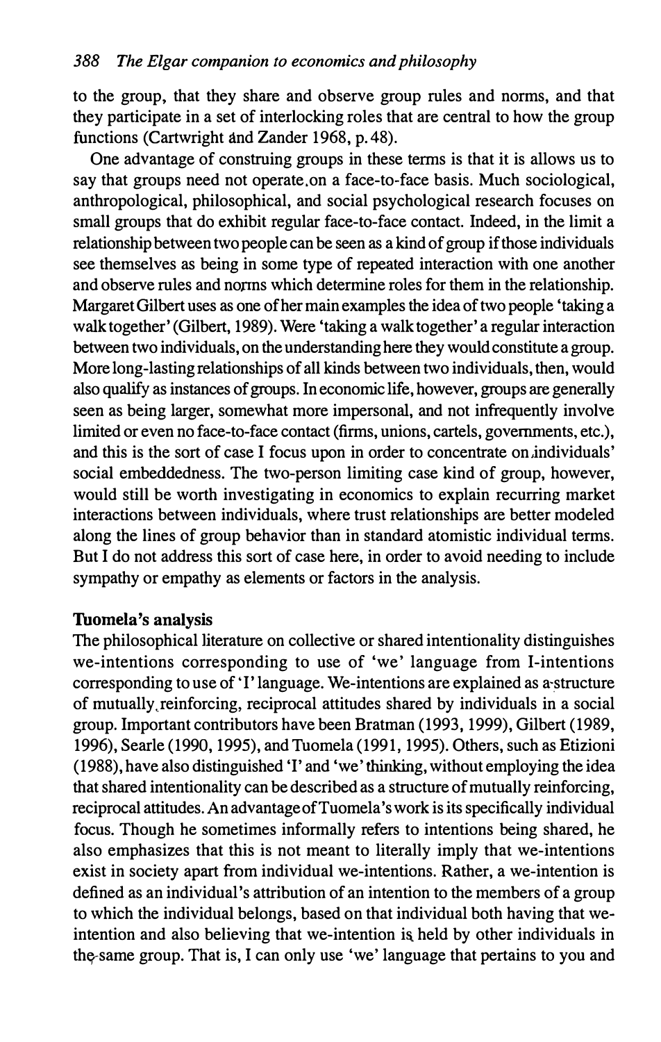to the group, that they share and observe group rules and norms, and that they participate in a set of interlocking roles that are central to how the group functions (Cartwright and Zander 1968, p. 48).

One advantage of construing groups in these terms is that it is allows us to say that groups need not operate on a face-to-face basis. Much sociological, anthropological, philosophical, and social psychological research focuses on small groups that do exhibit regular face-to-face contact. Indeed, in the limit a relationship between two people can be seen as a kind of group if those individuals see themselves as being in some type of repeated interaction with one another and observe rules and norms which determine roles for them in the relationship. Margaret Gilbert uses as one of her main examples the idea of two people 'taking a walk together' (Gilbert, 1989). Were 'taking a walk together' a regular interaction between two individuals, on the understanding here they would constitute a group. More long-lasting relationships of all kinds between two individuals, then, would also qualify as instances of groups. In economic life, however, groups are generally seen as being larger, somewhat more impersonal, and not infrequently involve limited or even no face-to-face contact (firms, unions, cartels, governments, etc.), and this is the sort of case I focus upon in order to concentrate on individuals' social embeddedness. The two-person limiting case kind of group, however, would still be worth investigating in economics to explain recurring market interactions between individuals, where trust relationships are better modeled along the lines of group behavior than in standard atomistic individual terms. But I do not address this sort of case here, in order to avoid needing to include sympathy or empathy as elements or factors in the analysis.

## Tuomela's analysis

The philosophical literature on collective or shared intentionality distinguishes we-intentions corresponding to use of 'we' language from I-intentions corresponding to use of 'I' language. We-intentions are explained as a structure of mutually reinforcing, reciprocal attitudes shared by individuals in a social group. Important contributors have been Bratman (1993, 1999), Gilbert (1989, 1996), Searle (1990, 1995), and Tuomela (1991, 1995). Others, such as Etizioni (1988), have also distinguished 'I' and 'we' thinking, without employing the idea that shared intentionality can be described as a structure of mutually reinforcing, reciprocal attitudes. An advantage of Tuomela's work is its specifically individual focus. Though he sometimes informally refers to intentions being shared, he also emphasizes that this is not meant to literally imply that we-intentions exist in society apart from individual we-intentions. Rather, a we-intention is defined as an individual's attribution of an intention to the members of a group to which the individual belongs, based on that individual both having that we-intention and also believing that we-intention is held by other individuals in the same group. That is, I can only use 'we' language that pertains to you and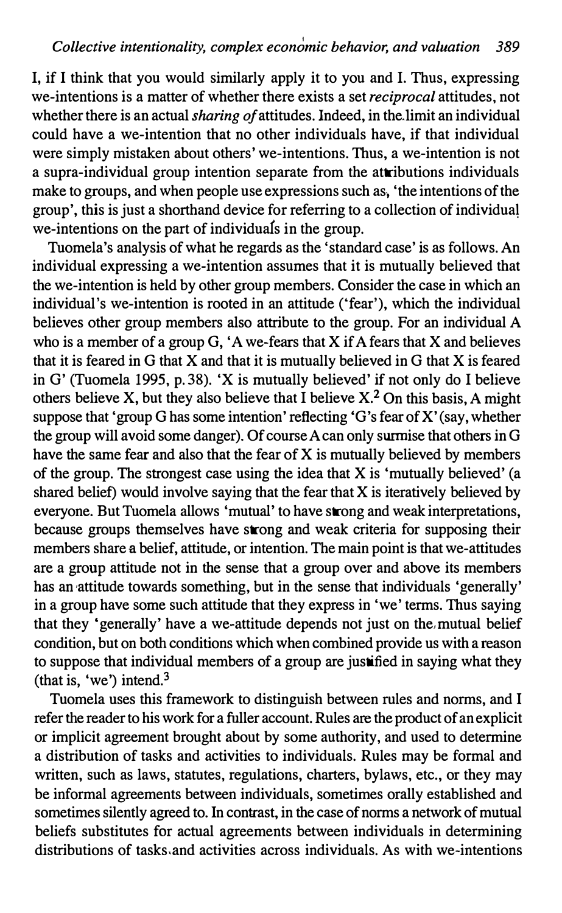I, if I think that you would similarly apply it to you and I. Thus, expressing we-intentions is a matter of whether there exists a set *reciprocal* attitudes, not whether there is an actual *sharing of* attitudes. Indeed, in the limit an individual could have a we-intention that no other individuals have, if that individual were simply mistaken about others' we-intentions. Thus, a we-intention is not a supra-individual group intention separate from the attributions individuals make to groups, and when people use expressions such as, 'the intentions of the group', this is just a shorthand device for referring to a collection of individual we-intentions on the part of individuals in the group.

Tuomela's analysis of what he regards as the 'standard case' is as follows. An individual expressing a we-intention assumes that it is mutually believed that the we-intention is held by other group members. Consider the case in which an individual's we-intention is rooted in an attitude ('fear'), which the individual believes other group members also attribute to the group. For an individual A who is a member of a group G, 'A we-fears that X if A fears that X and believes that it is feared in G that X and that it is mutually believed in G that X is feared in G' (Tuomela 1995, p. 38). 'X is mutually believed' if not only do I believe others believe X, but they also believe that I believe X.[2] On this basis, A might suppose that 'group G has some intention' reflecting 'G's fear of X' (say, whether the group will avoid some danger). Of course A can only surmise that others in G have the same fear and also that the fear of X is mutually believed by members of the group. The strongest case using the idea that X is 'mutually believed' (a shared belief) would involve saying that the fear that X is iteratively believed by everyone. But Tuomela allows 'mutual' to have strong and weak interpretations, because groups themselves have strong and weak criteria for supposing their members share a belief, attitude, or intention. The main point is that we-attitudes are a group attitude not in the sense that a group over and above its members has an attitude towards something, but in the sense that individuals 'generally' in a group have some such attitude that they express in 'we' terms. Thus saying that they 'generally' have a we-attitude depends not just on the mutual belief condition, but on both conditions which when combined provide us with a reason to suppose that individual members of a group are justified in saying what they (that is, 'we') intend.[3]

Tuomela uses this framework to distinguish between rules and norms, and I refer the reader to his work for a fuller account. Rules are the product of an explicit or implicit agreement brought about by some authority, and used to determine a distribution of tasks and activities to individuals. Rules may be formal and written, such as laws, statutes, regulations, charters, bylaws, etc., or they may be informal agreements between individuals, sometimes orally established and sometimes silently agreed to. In contrast, in the case of norms a network of mutual beliefs substitutes for actual agreements between individuals in determining distributions of tasks and activities across individuals. As with we-intentions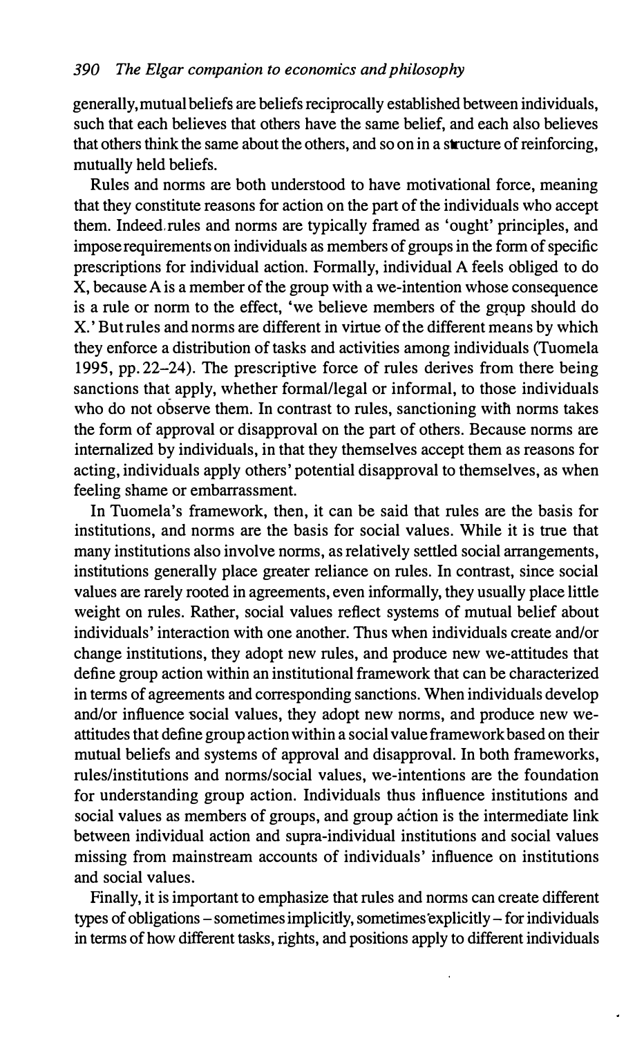generally, mutual beliefs are beliefs reciprocally established between individuals, such that each believes that others have the same belief, and each also believes that others think the same about the others, and so on in a structure of reinforcing, mutually held beliefs.

Rules and norms are both understood to have motivational force, meaning that they constitute reasons for action on the part of the individuals who accept them. Indeed rules and norms are typically framed as 'ought' principles, and impose requirements on individuals as members of groups in the form of specific prescriptions for individual action. Formally, individual A feels obliged to do X, because A is a member of the group with a we-intention whose consequence is a rule or norm to the effect, 'we believe members of the group should do X.' But rules and norms are different in virtue of the different means by which they enforce a distribution of tasks and activities among individuals (Tuomela 1995, pp. 22–24). The prescriptive force of rules derives from there being sanctions that apply, whether formal/legal or informal, to those individuals who do not observe them. In contrast to rules, sanctioning with norms takes the form of approval or disapproval on the part of others. Because norms are internalized by individuals, in that they themselves accept them as reasons for acting, individuals apply others' potential disapproval to themselves, as when feeling shame or embarrassment.

In Tuomela's framework, then, it can be said that rules are the basis for institutions, and norms are the basis for social values. While it is true that many institutions also involve norms, as relatively settled social arrangements, institutions generally place greater reliance on rules. In contrast, since social values are rarely rooted in agreements, even informally, they usually place little weight on rules. Rather, social values reflect systems of mutual belief about individuals' interaction with one another. Thus when individuals create and/or change institutions, they adopt new rules, and produce new we-attitudes that define group action within an institutional framework that can be characterized in terms of agreements and corresponding sanctions. When individuals develop and/or influence social values, they adopt new norms, and produce new we-attitudes that define group action within a social value framework based on their mutual beliefs and systems of approval and disapproval. In both frameworks, rules/institutions and norms/social values, we-intentions are the foundation for understanding group action. Individuals thus influence institutions and social values as members of groups, and group action is the intermediate link between individual action and supra-individual institutions and social values missing from mainstream accounts of individuals' influence on institutions and social values.

Finally, it is important to emphasize that rules and norms can create different types of obligations – sometimes implicitly, sometimes explicitly – for individuals in terms of how different tasks, rights, and positions apply to different individuals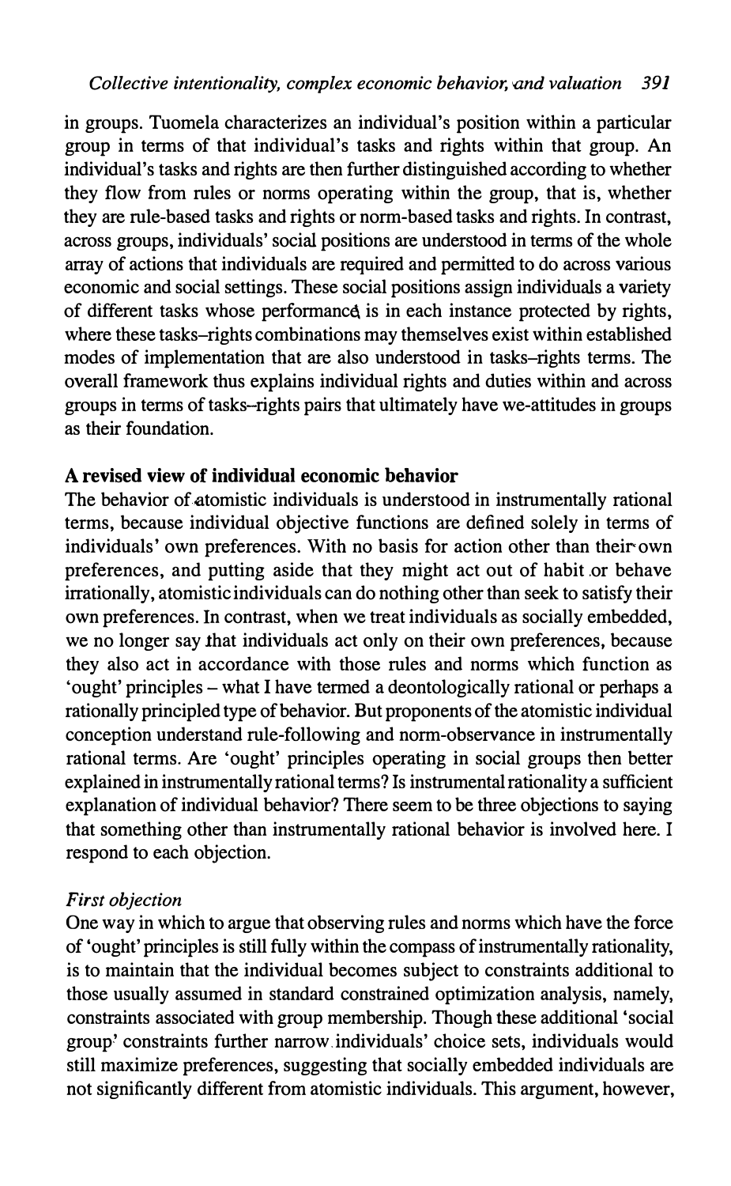in groups. Tuomela characterizes an individual's position within a particular group in terms of that individual's tasks and rights within that group. An individual's tasks and rights are then further distinguished according to whether they flow from rules or norms operating within the group, that is, whether they are rule-based tasks and rights or norm-based tasks and rights. In contrast, across groups, individuals' social positions are understood in terms of the whole array of actions that individuals are required and permitted to do across various economic and social settings. These social positions assign individuals a variety of different tasks whose performance is in each instance protected by rights, where these tasks–rights combinations may themselves exist within established modes of implementation that are also understood in tasks–rights terms. The overall framework thus explains individual rights and duties within and across groups in terms of tasks–rights pairs that ultimately have we-attitudes in groups as their foundation.

## A revised view of individual economic behavior

The behavior of atomistic individuals is understood in instrumentally rational terms, because individual objective functions are defined solely in terms of individuals' own preferences. With no basis for action other than their own preferences, and putting aside that they might act out of habit or behave irrationally, atomistic individuals can do nothing other than seek to satisfy their own preferences. In contrast, when we treat individuals as socially embedded, we no longer say that individuals act only on their own preferences, because they also act in accordance with those rules and norms which function as 'ought' principles – what I have termed a deontologically rational or perhaps a rationally principled type of behavior. But proponents of the atomistic individual conception understand rule-following and norm-observance in instrumentally rational terms. Are 'ought' principles operating in social groups then better explained in instrumentally rational terms? Is instrumental rationality a sufficient explanation of individual behavior? There seem to be three objections to saying that something other than instrumentally rational behavior is involved here. I respond to each objection.

### *First objection*

One way in which to argue that observing rules and norms which have the force of 'ought' principles is still fully within the compass of instrumentally rationality, is to maintain that the individual becomes subject to constraints additional to those usually assumed in standard constrained optimization analysis, namely, constraints associated with group membership. Though these additional 'social group' constraints further narrow individuals' choice sets, individuals would still maximize preferences, suggesting that socially embedded individuals are not significantly different from atomistic individuals. This argument, however,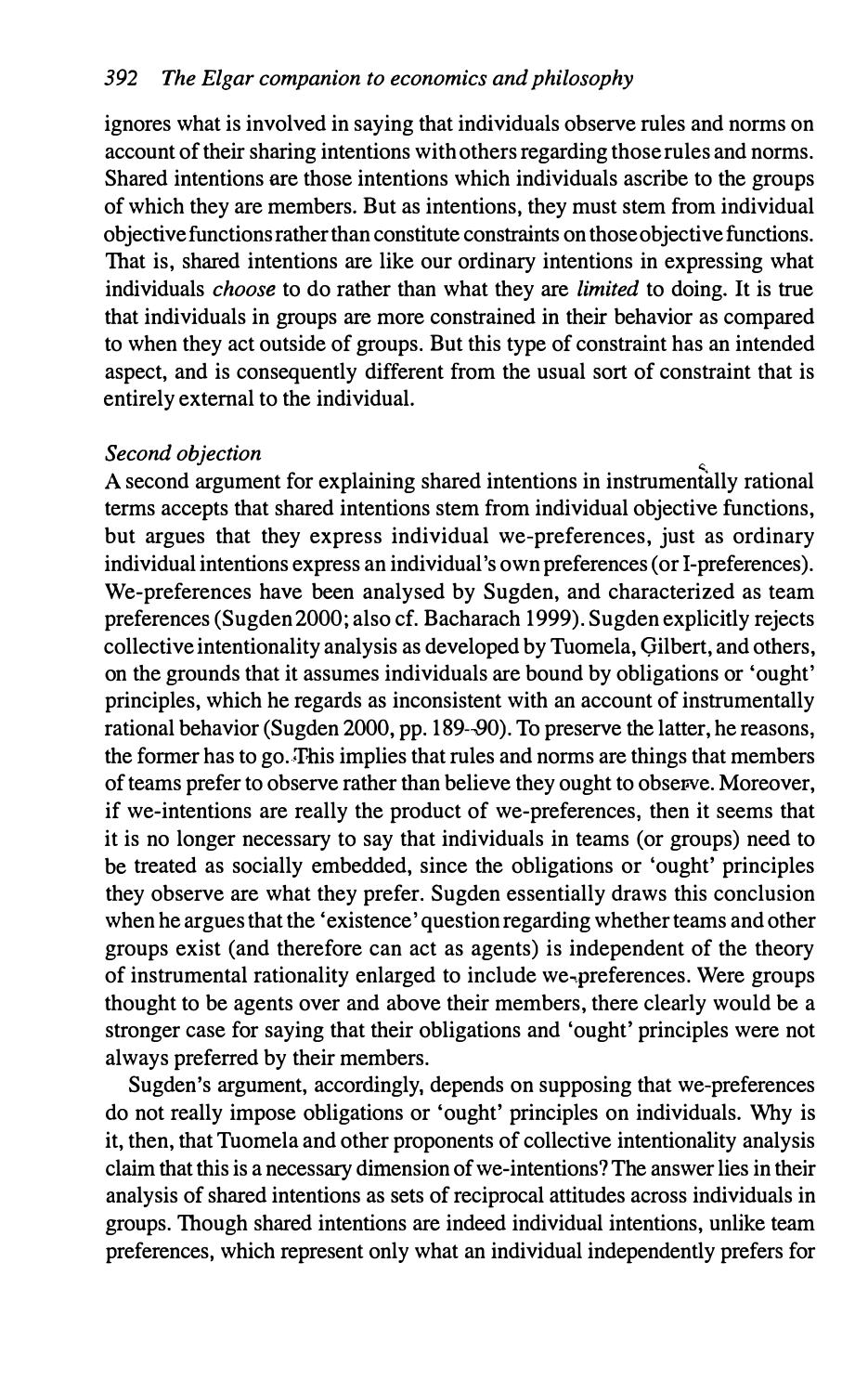ignores what is involved in saying that individuals observe rules and norms on account of their sharing intentions with others regarding those rules and norms. Shared intentions are those intentions which individuals ascribe to the groups of which they are members. But as intentions, they must stem from individual objective functions rather than constitute constraints on those objective functions. That is, shared intentions are like our ordinary intentions in expressing what individuals *choose* to do rather than what they are *limited* to doing. It is true that individuals in groups are more constrained in their behavior as compared to when they act outside of groups. But this type of constraint has an intended aspect, and is consequently different from the usual sort of constraint that is entirely external to the individual.

*Second objection*

A second argument for explaining shared intentions in instrumentally rational terms accepts that shared intentions stem from individual objective functions, but argues that they express individual we-preferences, just as ordinary individual intentions express an individual's own preferences (or I-preferences). We-preferences have been analysed by Sugden, and characterized as team preferences (Sugden 2000; also cf. Bacharach 1999). Sugden explicitly rejects collective intentionality analysis as developed by Tuomela, Gilbert, and others, on the grounds that it assumes individuals are bound by obligations or 'ought' principles, which he regards as inconsistent with an account of instrumentally rational behavior (Sugden 2000, pp. 189–90). To preserve the latter, he reasons, the former has to go. This implies that rules and norms are things that members of teams prefer to observe rather than believe they ought to observe. Moreover, if we-intentions are really the product of we-preferences, then it seems that it is no longer necessary to say that individuals in teams (or groups) need to be treated as socially embedded, since the obligations or 'ought' principles they observe are what they prefer. Sugden essentially draws this conclusion when he argues that the 'existence' question regarding whether teams and other groups exist (and therefore can act as agents) is independent of the theory of instrumental rationality enlarged to include we-preferences. Were groups thought to be agents over and above their members, there clearly would be a stronger case for saying that their obligations and 'ought' principles were not always preferred by their members.

Sugden's argument, accordingly, depends on supposing that we-preferences do not really impose obligations or 'ought' principles on individuals. Why is it, then, that Tuomela and other proponents of collective intentionality analysis claim that this is a necessary dimension of we-intentions? The answer lies in their analysis of shared intentions as sets of reciprocal attitudes across individuals in groups. Though shared intentions are indeed individual intentions, unlike team preferences, which represent only what an individual independently prefers for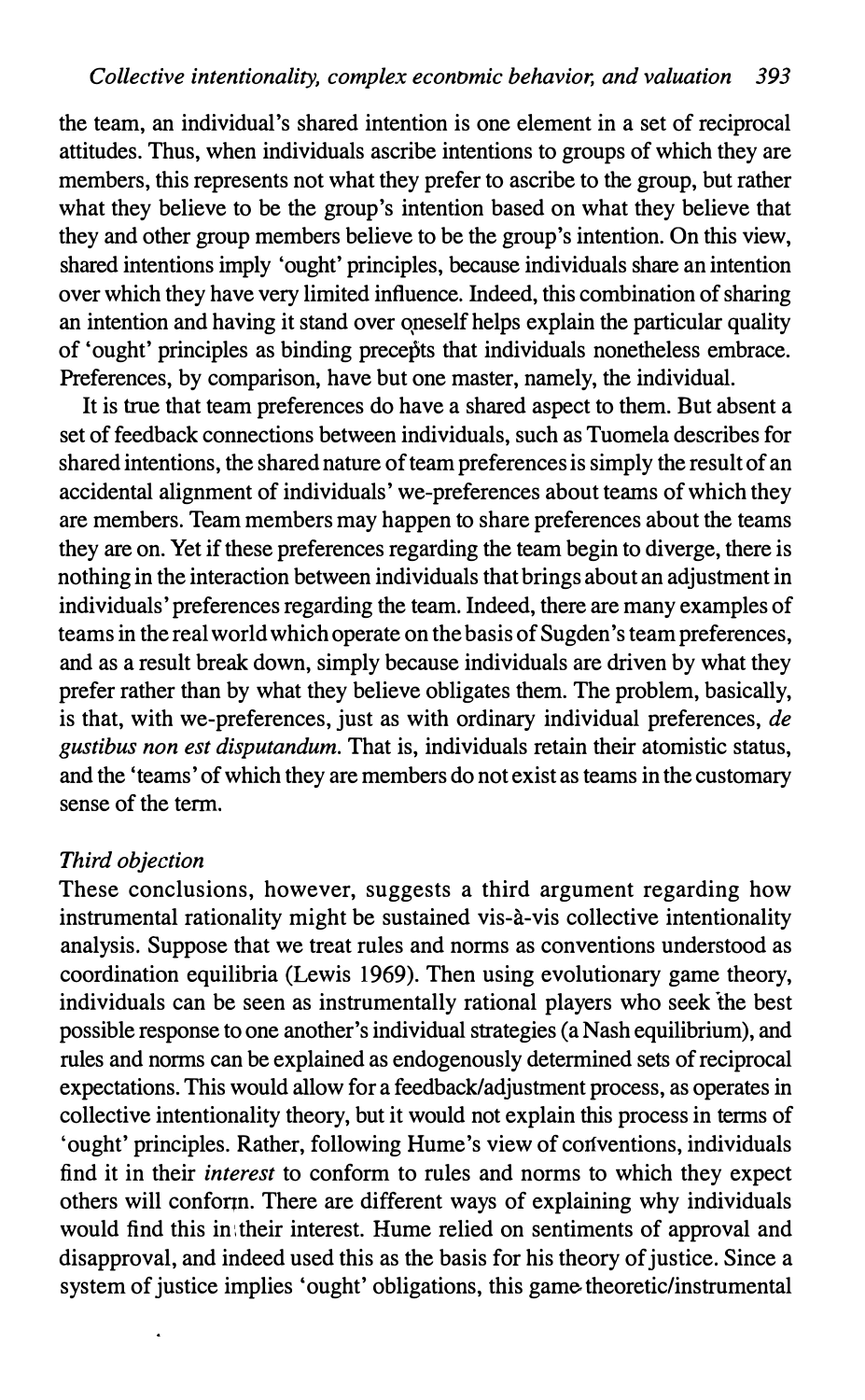the team, an individual's shared intention is one element in a set of reciprocal attitudes. Thus, when individuals ascribe intentions to groups of which they are members, this represents not what they prefer to ascribe to the group, but rather what they believe to be the group's intention based on what they believe that they and other group members believe to be the group's intention. On this view, shared intentions imply 'ought' principles, because individuals share an intention over which they have very limited influence. Indeed, this combination of sharing an intention and having it stand over oneself helps explain the particular quality of 'ought' principles as binding precepts that individuals nonetheless embrace. Preferences, by comparison, have but one master, namely, the individual.

It is true that team preferences do have a shared aspect to them. But absent a set of feedback connections between individuals, such as Tuomela describes for shared intentions, the shared nature of team preferences is simply the result of an accidental alignment of individuals' we-preferences about teams of which they are members. Team members may happen to share preferences about the teams they are on. Yet if these preferences regarding the team begin to diverge, there is nothing in the interaction between individuals that brings about an adjustment in individuals' preferences regarding the team. Indeed, there are many examples of teams in the real world which operate on the basis of Sugden's team preferences, and as a result break down, simply because individuals are driven by what they prefer rather than by what they believe obligates them. The problem, basically, is that, with we-preferences, just as with ordinary individual preferences, *de gustibus non est disputandum*. That is, individuals retain their atomistic status, and the 'teams' of which they are members do not exist as teams in the customary sense of the term.

*Third objection*

These conclusions, however, suggests a third argument regarding how instrumental rationality might be sustained vis-à-vis collective intentionality analysis. Suppose that we treat rules and norms as conventions understood as coordination equilibria (Lewis 1969). Then using evolutionary game theory, individuals can be seen as instrumentally rational players who seek the best possible response to one another's individual strategies (a Nash equilibrium), and rules and norms can be explained as endogenously determined sets of reciprocal expectations. This would allow for a feedback/adjustment process, as operates in collective intentionality theory, but it would not explain this process in terms of 'ought' principles. Rather, following Hume's view of conventions, individuals find it in their *interest* to conform to rules and norms to which they expect others will conform. There are different ways of explaining why individuals would find this in their interest. Hume relied on sentiments of approval and disapproval, and indeed used this as the basis for his theory of justice. Since a system of justice implies 'ought' obligations, this game theoretic/instrumental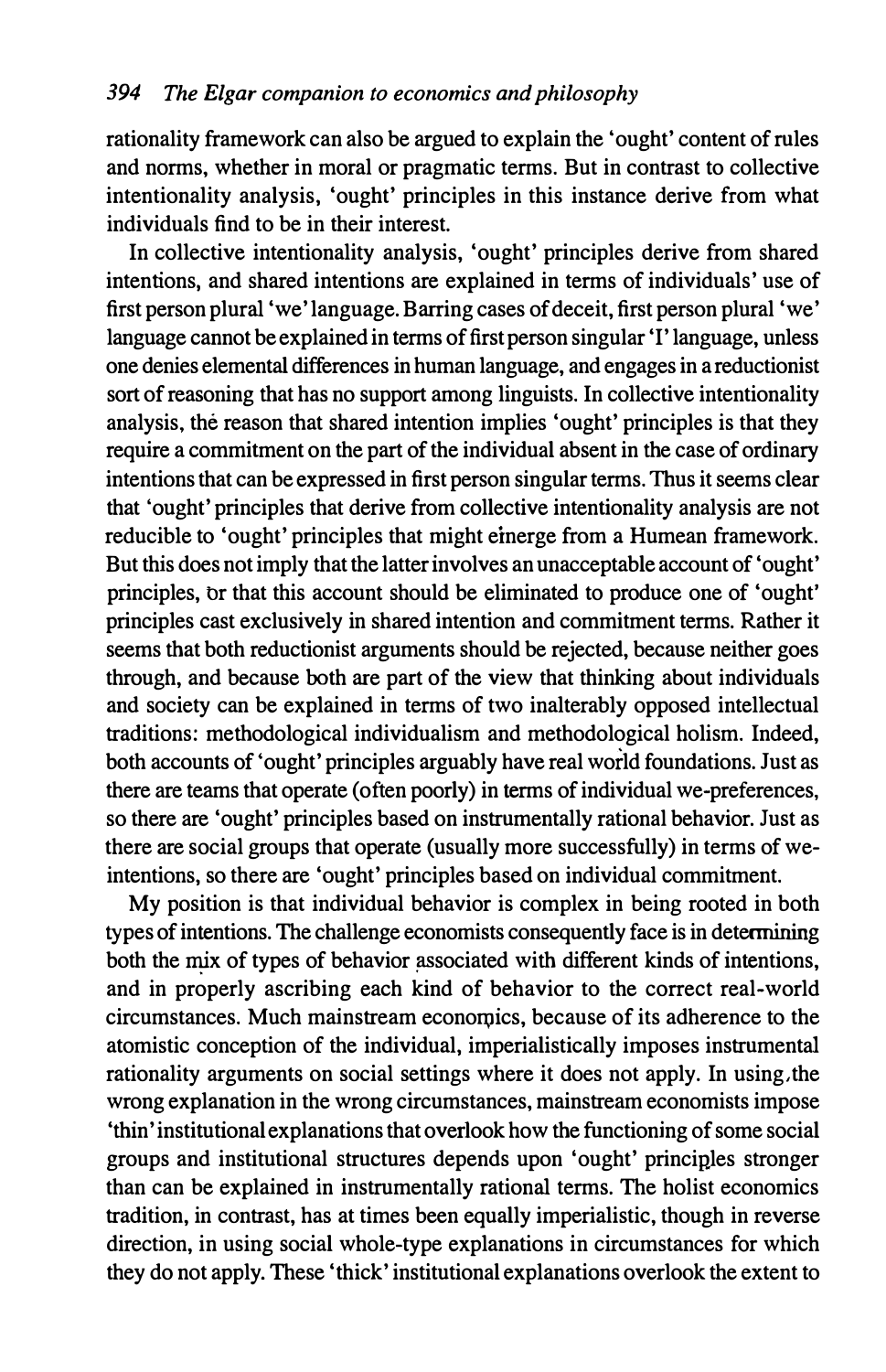rationality framework can also be argued to explain the 'ought' content of rules and norms, whether in moral or pragmatic terms. But in contrast to collective intentionality analysis, 'ought' principles in this instance derive from what individuals find to be in their interest.

In collective intentionality analysis, 'ought' principles derive from shared intentions, and shared intentions are explained in terms of individuals' use of first person plural 'we' language. Barring cases of deceit, first person plural 'we' language cannot be explained in terms of first person singular 'I' language, unless one denies elemental differences in human language, and engages in a reductionist sort of reasoning that has no support among linguists. In collective intentionality analysis, the reason that shared intention implies 'ought' principles is that they require a commitment on the part of the individual absent in the case of ordinary intentions that can be expressed in first person singular terms. Thus it seems clear that 'ought' principles that derive from collective intentionality analysis are not reducible to 'ought' principles that might emerge from a Humean framework. But this does not imply that the latter involves an unacceptable account of 'ought' principles, or that this account should be eliminated to produce one of 'ought' principles cast exclusively in shared intention and commitment terms. Rather it seems that both reductionist arguments should be rejected, because neither goes through, and because both are part of the view that thinking about individuals and society can be explained in terms of two inalterably opposed intellectual traditions: methodological individualism and methodological holism. Indeed, both accounts of 'ought' principles arguably have real world foundations. Just as there are teams that operate (often poorly) in terms of individual we-preferences, so there are 'ought' principles based on instrumentally rational behavior. Just as there are social groups that operate (usually more successfully) in terms of we-intentions, so there are 'ought' principles based on individual commitment.

My position is that individual behavior is complex in being rooted in both types of intentions. The challenge economists consequently face is in determining both the mix of types of behavior associated with different kinds of intentions, and in properly ascribing each kind of behavior to the correct real-world circumstances. Much mainstream economics, because of its adherence to the atomistic conception of the individual, imperialistically imposes instrumental rationality arguments on social settings where it does not apply. In using the wrong explanation in the wrong circumstances, mainstream economists impose 'thin' institutional explanations that overlook how the functioning of some social groups and institutional structures depends upon 'ought' principles stronger than can be explained in instrumentally rational terms. The holist economics tradition, in contrast, has at times been equally imperialistic, though in reverse direction, in using social whole-type explanations in circumstances for which they do not apply. These 'thick' institutional explanations overlook the extent to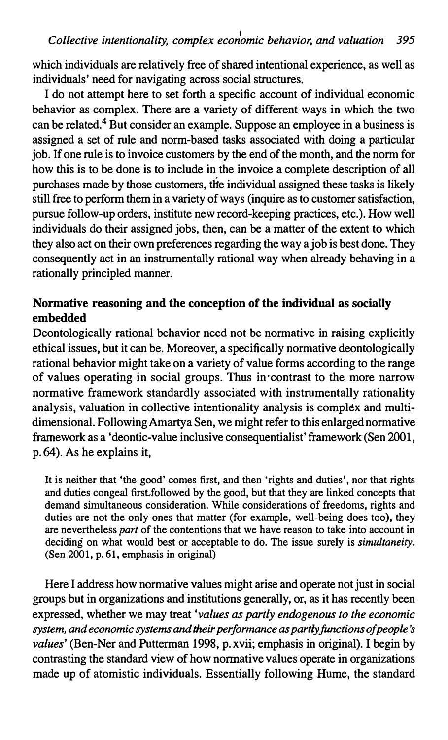which individuals are relatively free of shared intentional experience, as well as individuals' need for navigating across social structures.

I do not attempt here to set forth a specific account of individual economic behavior as complex. There are a variety of different ways in which the two can be related.[4] But consider an example. Suppose an employee in a business is assigned a set of rule and norm-based tasks associated with doing a particular job. If one rule is to invoice customers by the end of the month, and the norm for how this is to be done is to include in the invoice a complete description of all purchases made by those customers, the individual assigned these tasks is likely still free to perform them in a variety of ways (inquire as to customer satisfaction, pursue follow-up orders, institute new record-keeping practices, etc.). How well individuals do their assigned jobs, then, can be a matter of the extent to which they also act on their own preferences regarding the way a job is best done. They consequently act in an instrumentally rational way when already behaving in a rationally principled manner.

## Normative reasoning and the conception of the individual as socially embedded

Deontologically rational behavior need not be normative in raising explicitly ethical issues, but it can be. Moreover, a specifically normative deontologically rational behavior might take on a variety of value forms according to the range of values operating in social groups. Thus in contrast to the more narrow normative framework standardly associated with instrumentally rationality analysis, valuation in collective intentionality analysis is complex and multi-dimensional. Following Amartya Sen, we might refer to this enlarged normative framework as a 'deontic-value inclusive consequentialist' framework (Sen 2001, p. 64). As he explains it,

> It is neither that 'the good' comes first, and then 'rights and duties', nor that rights and duties congeal first followed by the good, but that they are linked concepts that demand simultaneous consideration. While considerations of freedoms, rights and duties are not the only ones that matter (for example, well-being does too), they are nevertheless *part* of the contentions that we have reason to take into account in deciding on what would best or acceptable to do. The issue surely is *simultaneity*. (Sen 2001, p. 61, emphasis in original)

Here I address how normative values might arise and operate not just in social groups but in organizations and institutions generally, or, as it has recently been expressed, whether we may treat '*values as partly endogenous to the economic system, and economic systems and their performance as partly functions of people's values*' (Ben-Ner and Putterman 1998, p. xvii; emphasis in original). I begin by contrasting the standard view of how normative values operate in organizations made up of atomistic individuals. Essentially following Hume, the standard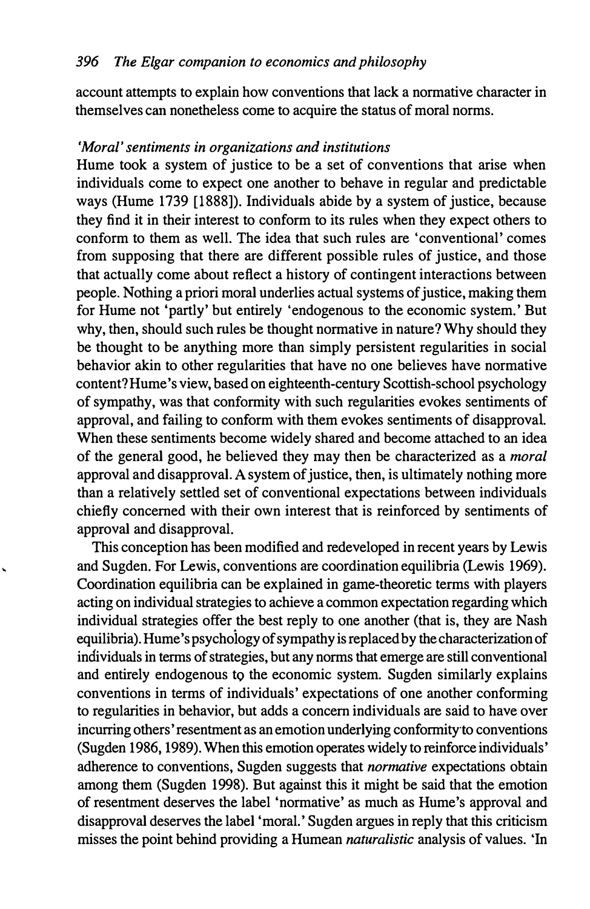account attempts to explain how conventions that lack a normative character in themselves can nonetheless come to acquire the status of moral norms.

### *'Moral' sentiments in organizations and institutions*

Hume took a system of justice to be a set of conventions that arise when individuals come to expect one another to behave in regular and predictable ways (Hume 1739 [1888]). Individuals abide by a system of justice, because they find it in their interest to conform to its rules when they expect others to conform to them as well. The idea that such rules are 'conventional' comes from supposing that there are different possible rules of justice, and those that actually come about reflect a history of contingent interactions between people. Nothing a priori moral underlies actual systems of justice, making them for Hume not 'partly' but entirely 'endogenous to the economic system.' But why, then, should such rules be thought normative in nature? Why should they be thought to be anything more than simply persistent regularities in social behavior akin to other regularities that have no one believes have normative content? Hume's view, based on eighteenth-century Scottish-school psychology of sympathy, was that conformity with such regularities evokes sentiments of approval, and failing to conform with them evokes sentiments of disapproval. When these sentiments become widely shared and become attached to an idea of the general good, he believed they may then be characterized as a *moral* approval and disapproval. A system of justice, then, is ultimately nothing more than a relatively settled set of conventional expectations between individuals chiefly concerned with their own interest that is reinforced by sentiments of approval and disapproval.

This conception has been modified and redeveloped in recent years by Lewis and Sugden. For Lewis, conventions are coordination equilibria (Lewis 1969). Coordination equilibria can be explained in game-theoretic terms with players acting on individual strategies to achieve a common expectation regarding which individual strategies offer the best reply to one another (that is, they are Nash equilibria). Hume's psychology of sympathy is replaced by the characterization of individuals in terms of strategies, but any norms that emerge are still conventional and entirely endogenous to the economic system. Sugden similarly explains conventions in terms of individuals' expectations of one another conforming to regularities in behavior, but adds a concern individuals are said to have over incurring others' resentment as an emotion underlying conformity to conventions (Sugden 1986, 1989). When this emotion operates widely to reinforce individuals' adherence to conventions, Sugden suggests that *normative* expectations obtain among them (Sugden 1998). But against this it might be said that the emotion of resentment deserves the label 'normative' as much as Hume's approval and disapproval deserves the label 'moral.' Sugden argues in reply that this criticism misses the point behind providing a Humean *naturalistic* analysis of values. 'In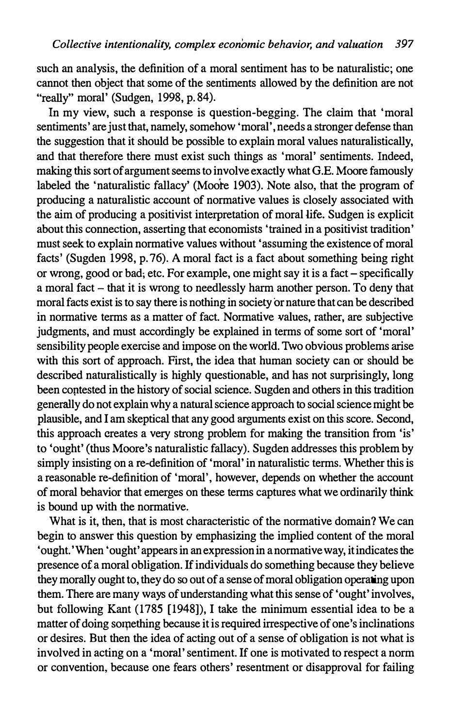such an analysis, the definition of a moral sentiment has to be naturalistic; one cannot then object that some of the sentiments allowed by the definition are not "really" moral' (Sudgen, 1998, p. 84).

In my view, such a response is question-begging. The claim that 'moral sentiments' are just that, namely, somehow 'moral', needs a stronger defense than the suggestion that it should be possible to explain moral values naturalistically, and that therefore there must exist such things as 'moral' sentiments. Indeed, making this sort of argument seems to involve exactly what G.E. Moore famously labeled the 'naturalistic fallacy' (Moore 1903). Note also, that the program of producing a naturalistic account of normative values is closely associated with the aim of producing a positivist interpretation of moral life. Sudgen is explicit about this connection, asserting that economists 'trained in a positivist tradition' must seek to explain normative values without 'assuming the existence of moral facts' (Sugden 1998, p. 76). A moral fact is a fact about something being right or wrong, good or bad; etc. For example, one might say it is a fact – specifically a moral fact – that it is wrong to needlessly harm another person. To deny that moral facts exist is to say there is nothing in society or nature that can be described in normative terms as a matter of fact. Normative values, rather, are subjective judgments, and must accordingly be explained in terms of some sort of 'moral' sensibility people exercise and impose on the world. Two obvious problems arise with this sort of approach. First, the idea that human society can or should be described naturalistically is highly questionable, and has not surprisingly, long been contested in the history of social science. Sugden and others in this tradition generally do not explain why a natural science approach to social science might be plausible, and I am skeptical that any good arguments exist on this score. Second, this approach creates a very strong problem for making the transition from 'is' to 'ought' (thus Moore's naturalistic fallacy). Sugden addresses this problem by simply insisting on a re-definition of 'moral' in naturalistic terms. Whether this is a reasonable re-definition of 'moral', however, depends on whether the account of moral behavior that emerges on these terms captures what we ordinarily think is bound up with the normative.

What is it, then, that is most characteristic of the normative domain? We can begin to answer this question by emphasizing the implied content of the moral 'ought.' When 'ought' appears in an expression in a normative way, it indicates the presence of a moral obligation. If individuals do something because they believe they morally ought to, they do so out of a sense of moral obligation operating upon them. There are many ways of understanding what this sense of 'ought' involves, but following Kant (1785 [1948]), I take the minimum essential idea to be a matter of doing something because it is required irrespective of one's inclinations or desires. But then the idea of acting out of a sense of obligation is not what is involved in acting on a 'moral' sentiment. If one is motivated to respect a norm or convention, because one fears others' resentment or disapproval for failing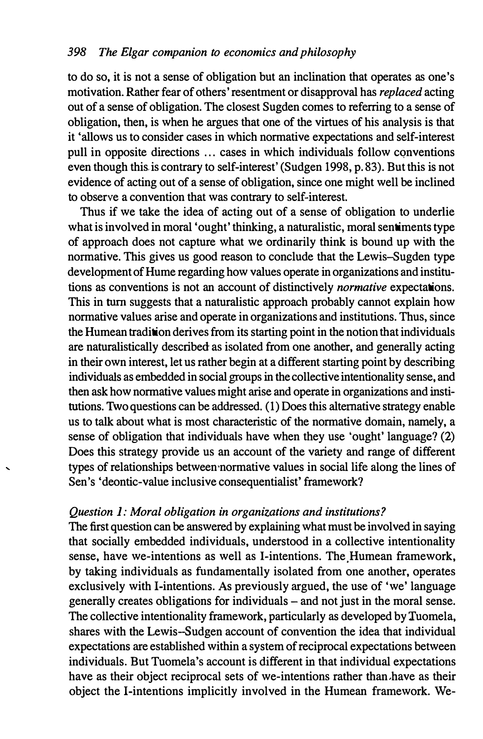to do so, it is not a sense of obligation but an inclination that operates as one's motivation. Rather fear of others' resentment or disapproval has *replaced* acting out of a sense of obligation. The closest Sugden comes to referring to a sense of obligation, then, is when he argues that one of the virtues of his analysis is that it 'allows us to consider cases in which normative expectations and self-interest pull in opposite directions ... cases in which individuals follow conventions even though this is contrary to self-interest' (Sudgen 1998, p. 83). But this is not evidence of acting out of a sense of obligation, since one might well be inclined to observe a convention that was contrary to self-interest.

Thus if we take the idea of acting out of a sense of obligation to underlie what is involved in moral 'ought' thinking, a naturalistic, moral sentiments type of approach does not capture what we ordinarily think is bound up with the normative. This gives us good reason to conclude that the Lewis–Sugden type development of Hume regarding how values operate in organizations and institutions as conventions is not an account of distinctively *normative* expectations. This in turn suggests that a naturalistic approach probably cannot explain how normative values arise and operate in organizations and institutions. Thus, since the Humean tradition derives from its starting point in the notion that individuals are naturalistically described as isolated from one another, and generally acting in their own interest, let us rather begin at a different starting point by describing individuals as embedded in social groups in the collective intentionality sense, and then ask how normative values might arise and operate in organizations and institutions. Two questions can be addressed. (1) Does this alternative strategy enable us to talk about what is most characteristic of the normative domain, namely, a sense of obligation that individuals have when they use 'ought' language? (2) Does this strategy provide us an account of the variety and range of different types of relationships between normative values in social life along the lines of Sen's 'deontic-value inclusive consequentialist' framework?

### *Question 1: Moral obligation in organizations and institutions?*

The first question can be answered by explaining what must be involved in saying that socially embedded individuals, understood in a collective intentionality sense, have we-intentions as well as I-intentions. The Humean framework, by taking individuals as fundamentally isolated from one another, operates exclusively with I-intentions. As previously argued, the use of 'we' language generally creates obligations for individuals – and not just in the moral sense. The collective intentionality framework, particularly as developed by Tuomela, shares with the Lewis–Sudgen account of convention the idea that individual expectations are established within a system of reciprocal expectations between individuals. But Tuomela's account is different in that individual expectations have as their object reciprocal sets of we-intentions rather than have as their object the I-intentions implicitly involved in the Humean framework. We-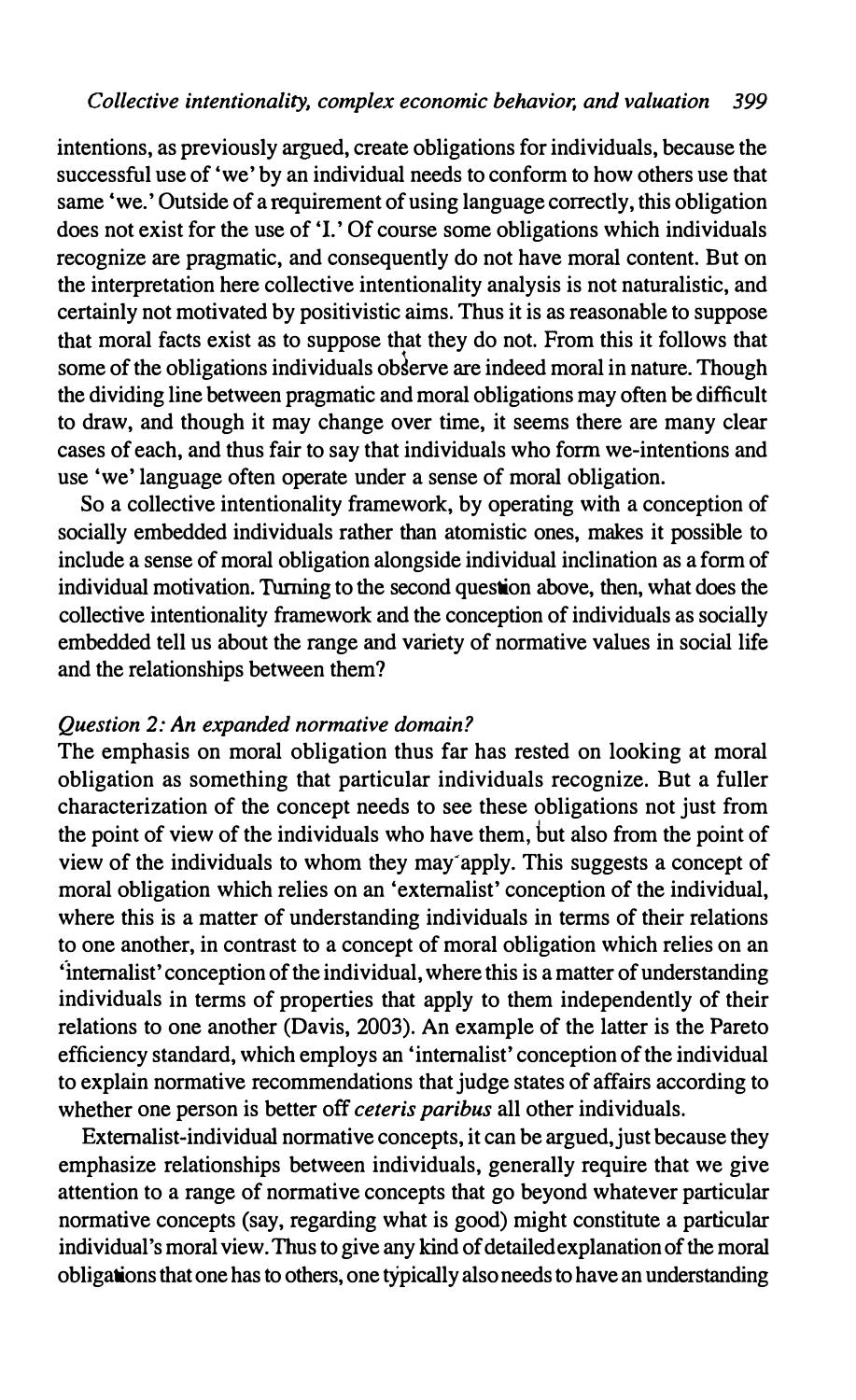intentions, as previously argued, create obligations for individuals, because the successful use of 'we' by an individual needs to conform to how others use that same 'we.' Outside of a requirement of using language correctly, this obligation does not exist for the use of 'I.' Of course some obligations which individuals recognize are pragmatic, and consequently do not have moral content. But on the interpretation here collective intentionality analysis is not naturalistic, and certainly not motivated by positivistic aims. Thus it is as reasonable to suppose that moral facts exist as to suppose that they do not. From this it follows that some of the obligations individuals observe are indeed moral in nature. Though the dividing line between pragmatic and moral obligations may often be difficult to draw, and though it may change over time, it seems there are many clear cases of each, and thus fair to say that individuals who form we-intentions and use 'we' language often operate under a sense of moral obligation.

So a collective intentionality framework, by operating with a conception of socially embedded individuals rather than atomistic ones, makes it possible to include a sense of moral obligation alongside individual inclination as a form of individual motivation. Turning to the second question above, then, what does the collective intentionality framework and the conception of individuals as socially embedded tell us about the range and variety of normative values in social life and the relationships between them?

### *Question 2: An expanded normative domain?*

The emphasis on moral obligation thus far has rested on looking at moral obligation as something that particular individuals recognize. But a fuller characterization of the concept needs to see these obligations not just from the point of view of the individuals who have them, but also from the point of view of the individuals to whom they may apply. This suggests a concept of moral obligation which relies on an 'externalist' conception of the individual, where this is a matter of understanding individuals in terms of their relations to one another, in contrast to a concept of moral obligation which relies on an 'internalist' conception of the individual, where this is a matter of understanding individuals in terms of properties that apply to them independently of their relations to one another (Davis, 2003). An example of the latter is the Pareto efficiency standard, which employs an 'internalist' conception of the individual to explain normative recommendations that judge states of affairs according to whether one person is better off *ceteris paribus* all other individuals.

Externalist-individual normative concepts, it can be argued, just because they emphasize relationships between individuals, generally require that we give attention to a range of normative concepts that go beyond whatever particular normative concepts (say, regarding what is good) might constitute a particular individual's moral view. Thus to give any kind of detailed explanation of the moral obligations that one has to others, one typically also needs to have an understanding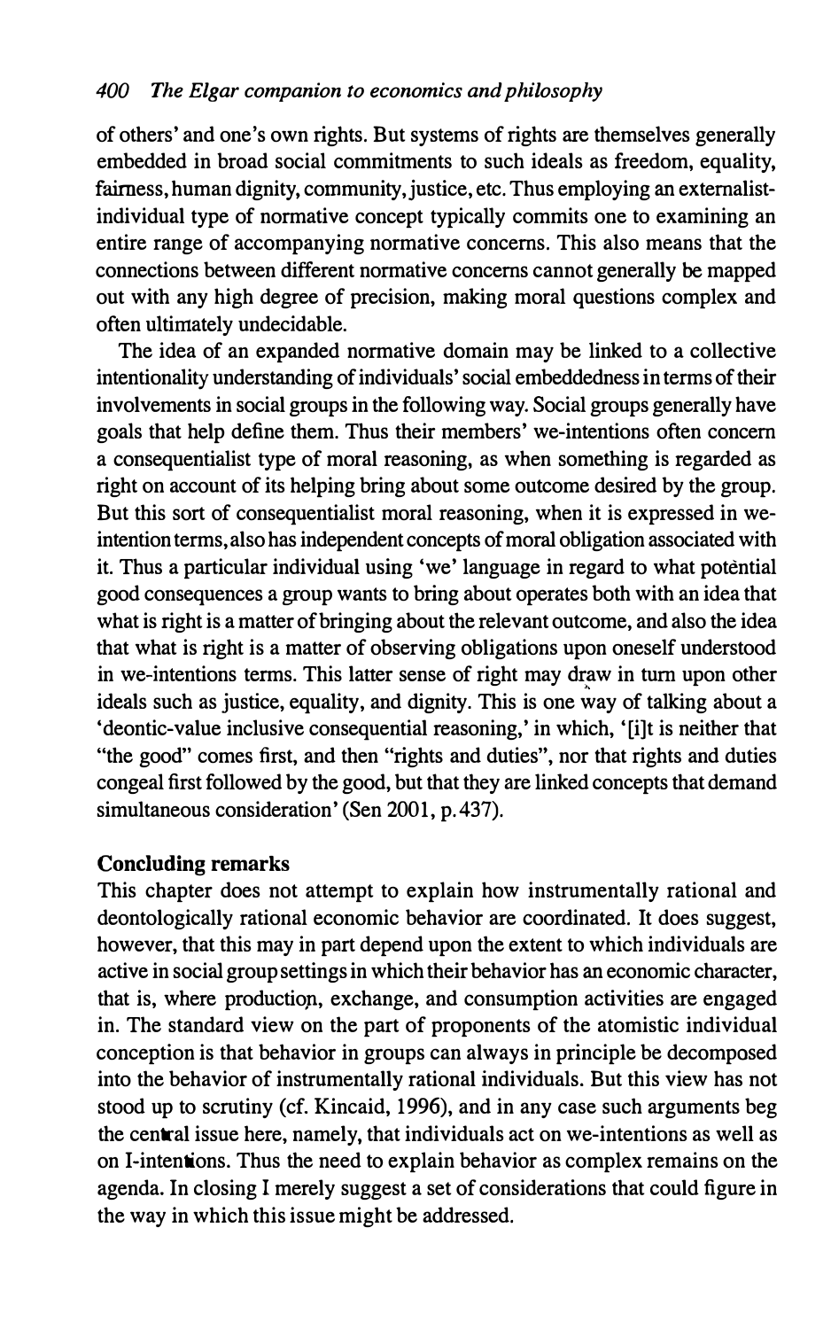of others' and one's own rights. But systems of rights are themselves generally embedded in broad social commitments to such ideals as freedom, equality, fairness, human dignity, community, justice, etc. Thus employing an externalist-individual type of normative concept typically commits one to examining an entire range of accompanying normative concerns. This also means that the connections between different normative concerns cannot generally be mapped out with any high degree of precision, making moral questions complex and often ultimately undecidable.

The idea of an expanded normative domain may be linked to a collective intentionality understanding of individuals' social embeddedness in terms of their involvements in social groups in the following way. Social groups generally have goals that help define them. Thus their members' we-intentions often concern a consequentialist type of moral reasoning, as when something is regarded as right on account of its helping bring about some outcome desired by the group. But this sort of consequentialist moral reasoning, when it is expressed in we-intention terms, also has independent concepts of moral obligation associated with it. Thus a particular individual using 'we' language in regard to what potential good consequences a group wants to bring about operates both with an idea that what is right is a matter of bringing about the relevant outcome, and also the idea that what is right is a matter of observing obligations upon oneself understood in we-intentions terms. This latter sense of right may draw in turn upon other ideals such as justice, equality, and dignity. This is one way of talking about a 'deontic-value inclusive consequential reasoning,' in which, '[i]t is neither that "the good" comes first, and then "rights and duties", nor that rights and duties congeal first followed by the good, but that they are linked concepts that demand simultaneous consideration' (Sen 2001, p.437).

## Concluding remarks

This chapter does not attempt to explain how instrumentally rational and deontologically rational economic behavior are coordinated. It does suggest, however, that this may in part depend upon the extent to which individuals are active in social group settings in which their behavior has an economic character, that is, where production, exchange, and consumption activities are engaged in. The standard view on the part of proponents of the atomistic individual conception is that behavior in groups can always in principle be decomposed into the behavior of instrumentally rational individuals. But this view has not stood up to scrutiny (cf. Kincaid, 1996), and in any case such arguments beg the central issue here, namely, that individuals act on we-intentions as well as on I-intentions. Thus the need to explain behavior as complex remains on the agenda. In closing I merely suggest a set of considerations that could figure in the way in which this issue might be addressed.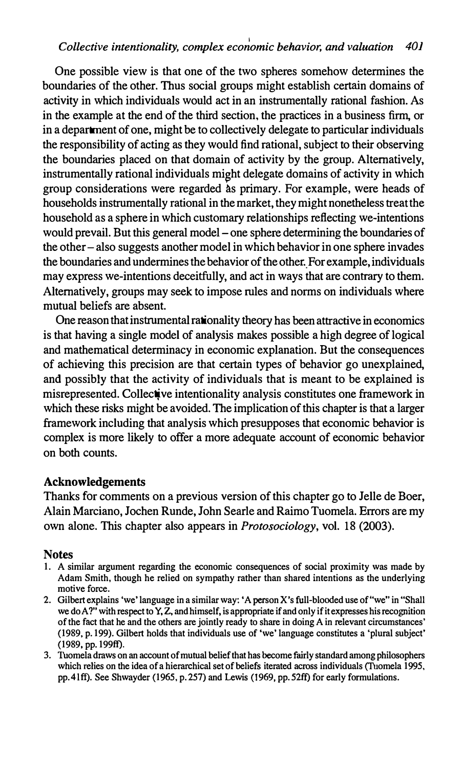One possible view is that one of the two spheres somehow determines the boundaries of the other. Thus social groups might establish certain domains of activity in which individuals would act in an instrumentally rational fashion. As in the example at the end of the third section, the practices in a business firm, or in a department of one, might be to collectively delegate to particular individuals the responsibility of acting as they would find rational, subject to their observing the boundaries placed on that domain of activity by the group. Alternatively, instrumentally rational individuals might delegate domains of activity in which group considerations were regarded as primary. For example, were heads of households instrumentally rational in the market, they might nonetheless treat the household as a sphere in which customary relationships reflecting we-intentions would prevail. But this general model – one sphere determining the boundaries of the other – also suggests another model in which behavior in one sphere invades the boundaries and undermines the behavior of the other. For example, individuals may express we-intentions deceitfully, and act in ways that are contrary to them. Alternatively, groups may seek to impose rules and norms on individuals where mutual beliefs are absent.

One reason that instrumental rationality theory has been attractive in economics is that having a single model of analysis makes possible a high degree of logical and mathematical determinacy in economic explanation. But the consequences of achieving this precision are that certain types of behavior go unexplained, and possibly that the activity of individuals that is meant to be explained is misrepresented. Collective intentionality analysis constitutes one framework in which these risks might be avoided. The implication of this chapter is that a larger framework including that analysis which presupposes that economic behavior is complex is more likely to offer a more adequate account of economic behavior on both counts.

## Acknowledgements

Thanks for comments on a previous version of this chapter go to Jelle de Boer, Alain Marciano, Jochen Runde, John Searle and Raimo Tuomela. Errors are my own alone. This chapter also appears in *Protosociology*, vol. 18 (2003).

## Notes

1. A similar argument regarding the economic consequences of social proximity was made by Adam Smith, though he relied on sympathy rather than shared intentions as the underlying motive force.
2. Gilbert explains 'we' language in a similar way: 'A person X's full-blooded use of "we" in "Shall we do A?" with respect to Y, Z, and himself, is appropriate if and only if it expresses his recognition of the fact that he and the others are jointly ready to share in doing A in relevant circumstances' (1989, p. 199). Gilbert holds that individuals use of 'we' language constitutes a 'plural subject' (1989, pp. 199ff).
3. Tuomela draws on an account of mutual belief that has become fairly standard among philosophers which relies on the idea of a hierarchical set of beliefs iterated across individuals (Tuomela 1995, pp. 41ff). See Shwayder (1965, p. 257) and Lewis (1969, pp. 52ff) for early formulations.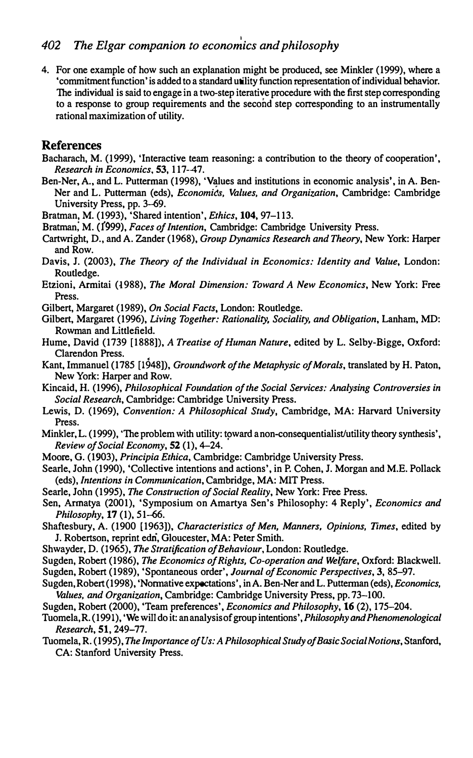4. For one example of how such an explanation might be produced, see Minkler (1999), where a 'commitment function' is added to a standard utility function representation of individual behavior. The individual is said to engage in a two-step iterative procedure with the first step corresponding to a response to group requirements and the second step corresponding to an instrumentally rational maximization of utility.

## References

Bacharach, M. (1999), 'Interactive team reasoning: a contribution to the theory of cooperation', *Research in Economics*, **53**, 117–47.

Ben-Ner, A., and L. Putterman (1998), 'Values and institutions in economic analysis', in A. Ben-Ner and L. Putterman (eds), *Economics, Values, and Organization*, Cambridge: Cambridge University Press, pp. 3–69.

Bratman, M. (1993), 'Shared intention', *Ethics*, **104**, 97–113.

Bratman, M. (1999), *Faces of Intention*, Cambridge: Cambridge University Press.

Cartwright, D., and A. Zander (1968), *Group Dynamics Research and Theory*, New York: Harper and Row.

Davis, J. (2003), *The Theory of the Individual in Economics: Identity and Value*, London: Routledge.

Etzioni, Armitai (1988), *The Moral Dimension: Toward A New Economics*, New York: Free Press.

Gilbert, Margaret (1989), *On Social Facts*, London: Routledge.

Gilbert, Margaret (1996), *Living Together: Rationality, Sociality, and Obligation*, Lanham, MD: Rowman and Littlefield.

Hume, David (1739 [1888]), *A Treatise of Human Nature*, edited by L. Selby-Bigge, Oxford: Clarendon Press.

Kant, Immanuel (1785 [1948]), *Groundwork of the Metaphysic of Morals*, translated by H. Paton, New York: Harper and Row.

Kincaid, H. (1996), *Philosophical Foundation of the Social Services: Analysing Controversies in Social Research*, Cambridge: Cambridge University Press.

Lewis, D. (1969), *Convention: A Philosophical Study*, Cambridge, MA: Harvard University Press.

Minkler, L. (1999), 'The problem with utility: toward a non-consequentialist/utility theory synthesis', *Review of Social Economy*, **52** (1), 4–24.

Moore, G. (1903), *Principia Ethica*, Cambridge: Cambridge University Press.

Searle, John (1990), 'Collective intentions and actions', in P. Cohen, J. Morgan and M.E. Pollack (eds), *Intentions in Communication*, Cambridge, MA: MIT Press.

Searle, John (1995), *The Construction of Social Reality*, New York: Free Press.

Sen, Amartya (2001), 'Symposium on Amartya Sen's Philosophy: 4 Reply', *Economics and Philosophy*, **17** (1), 51–66.

Shaftesbury, A. (1900 [1963]), *Characteristics of Men, Manners, Opinions, Times*, edited by J. Robertson, reprint edn, Gloucester, MA: Peter Smith.

Shwayder, D. (1965), *The Stratification of Behaviour*, London: Routledge.

Sugden, Robert (1986), *The Economics of Rights, Co-operation and Welfare*, Oxford: Blackwell.

Sugden, Robert (1989), 'Spontaneous order', *Journal of Economic Perspectives*, **3**, 85–97.

Sugden, Robert (1998), 'Normative expectations', in A. Ben-Ner and L. Putterman (eds), *Economics, Values, and Organization*, Cambridge: Cambridge University Press, pp. 73–100.

Sugden, Robert (2000), 'Team preferences', *Economics and Philosophy*, **16** (2), 175–204.

Tuomela, R. (1991), 'We will do it: an analysis of group intentions', *Philosophy and Phenomenological Research*, **51**, 249–77.

Tuomela, R. (1995), *The Importance of Us: A Philosophical Study of Basic Social Notions*, Stanford, CA: Stanford University Press.